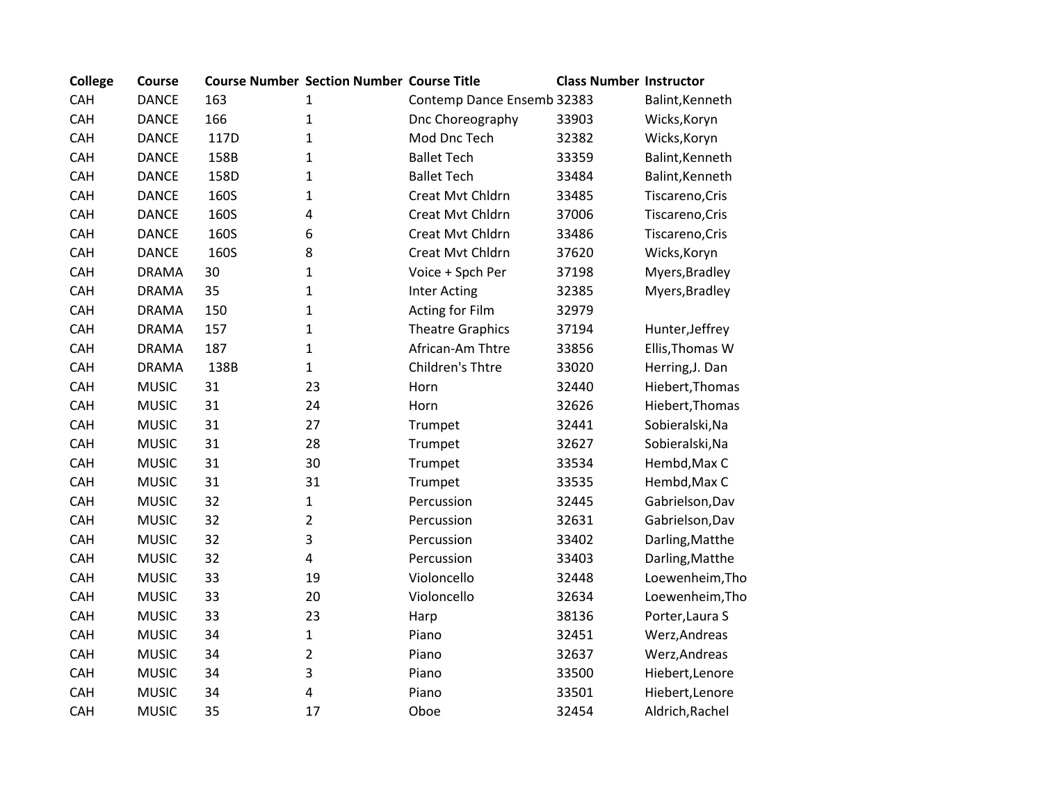| College | Course | Course Number | Section Number | Course Title | Class Number | Instructor |
|---|---|---|---|---|---|---|
| CAH | DANCE | 163 | 1 | Contemp Dance Ensemb | 32383 | Balint,Kenneth |
| CAH | DANCE | 166 | 1 | Dnc Choreography | 33903 | Wicks,Koryn |
| CAH | DANCE | 117D | 1 | Mod Dnc Tech | 32382 | Wicks,Koryn |
| CAH | DANCE | 158B | 1 | Ballet Tech | 33359 | Balint,Kenneth |
| CAH | DANCE | 158D | 1 | Ballet Tech | 33484 | Balint,Kenneth |
| CAH | DANCE | 160S | 1 | Creat Mvt Chldrn | 33485 | Tiscareno,Cris |
| CAH | DANCE | 160S | 4 | Creat Mvt Chldrn | 37006 | Tiscareno,Cris |
| CAH | DANCE | 160S | 6 | Creat Mvt Chldrn | 33486 | Tiscareno,Cris |
| CAH | DANCE | 160S | 8 | Creat Mvt Chldrn | 37620 | Wicks,Koryn |
| CAH | DRAMA | 30 | 1 | Voice + Spch Per | 37198 | Myers,Bradley |
| CAH | DRAMA | 35 | 1 | Inter Acting | 32385 | Myers,Bradley |
| CAH | DRAMA | 150 | 1 | Acting for Film | 32979 | |
| CAH | DRAMA | 157 | 1 | Theatre Graphics | 37194 | Hunter,Jeffrey |
| CAH | DRAMA | 187 | 1 | African-Am Thtre | 33856 | Ellis,Thomas W |
| CAH | DRAMA | 138B | 1 | Children's Thtre | 33020 | Herring,J. Dan |
| CAH | MUSIC | 31 | 23 | Horn | 32440 | Hiebert,Thomas |
| CAH | MUSIC | 31 | 24 | Horn | 32626 | Hiebert,Thomas |
| CAH | MUSIC | 31 | 27 | Trumpet | 32441 | Sobieralski,Na |
| CAH | MUSIC | 31 | 28 | Trumpet | 32627 | Sobieralski,Na |
| CAH | MUSIC | 31 | 30 | Trumpet | 33534 | Hembd,Max C |
| CAH | MUSIC | 31 | 31 | Trumpet | 33535 | Hembd,Max C |
| CAH | MUSIC | 32 | 1 | Percussion | 32445 | Gabrielson,Dav |
| CAH | MUSIC | 32 | 2 | Percussion | 32631 | Gabrielson,Dav |
| CAH | MUSIC | 32 | 3 | Percussion | 33402 | Darling,Matthe |
| CAH | MUSIC | 32 | 4 | Percussion | 33403 | Darling,Matthe |
| CAH | MUSIC | 33 | 19 | Violoncello | 32448 | Loewenheim,Tho |
| CAH | MUSIC | 33 | 20 | Violoncello | 32634 | Loewenheim,Tho |
| CAH | MUSIC | 33 | 23 | Harp | 38136 | Porter,Laura S |
| CAH | MUSIC | 34 | 1 | Piano | 32451 | Werz,Andreas |
| CAH | MUSIC | 34 | 2 | Piano | 32637 | Werz,Andreas |
| CAH | MUSIC | 34 | 3 | Piano | 33500 | Hiebert,Lenore |
| CAH | MUSIC | 34 | 4 | Piano | 33501 | Hiebert,Lenore |
| CAH | MUSIC | 35 | 17 | Oboe | 32454 | Aldrich,Rachel |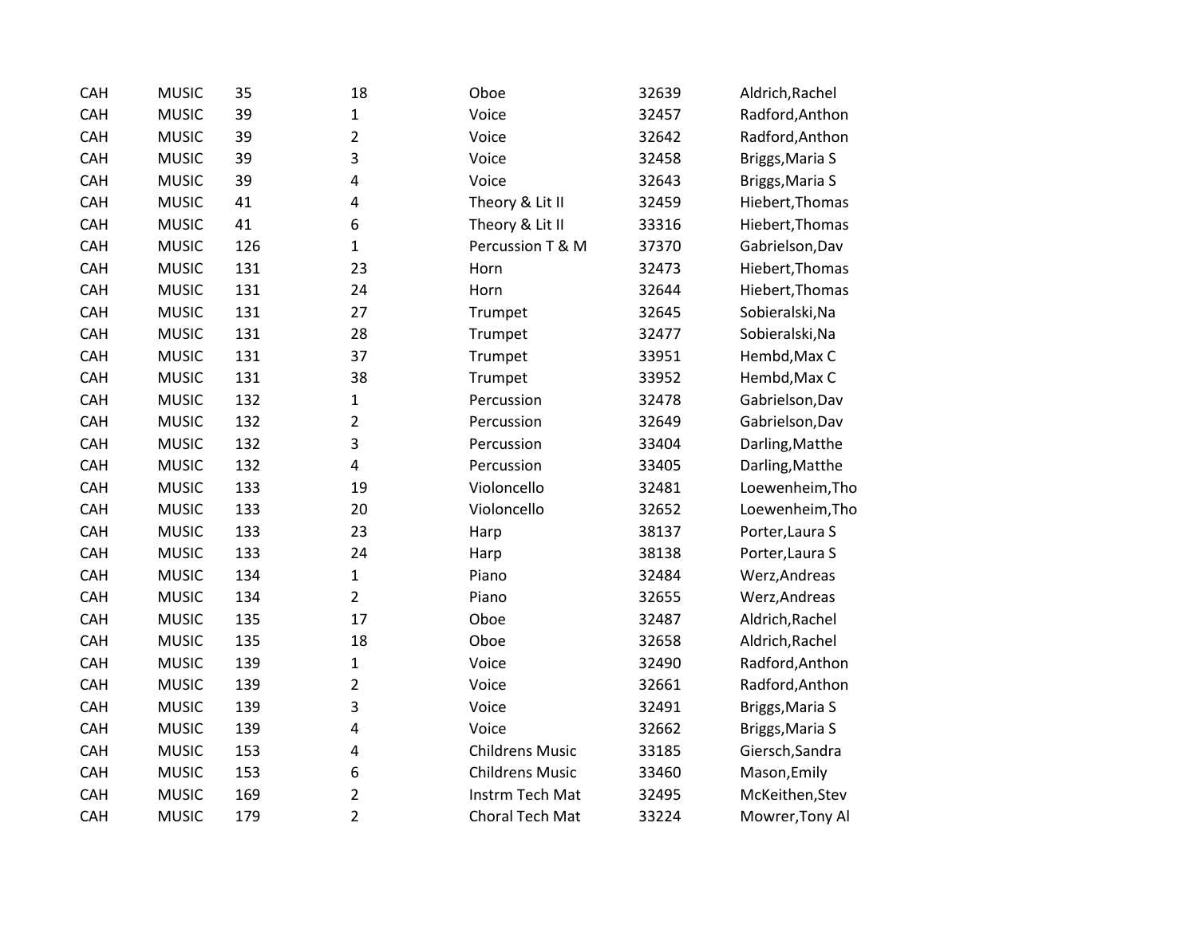| | | | | | | |
|---|---|---|---|---|---|---|
| CAH | MUSIC | 35 | 18 | Oboe | 32639 | Aldrich,Rachel |
| CAH | MUSIC | 39 | 1 | Voice | 32457 | Radford,Anthon |
| CAH | MUSIC | 39 | 2 | Voice | 32642 | Radford,Anthon |
| CAH | MUSIC | 39 | 3 | Voice | 32458 | Briggs,Maria S |
| CAH | MUSIC | 39 | 4 | Voice | 32643 | Briggs,Maria S |
| CAH | MUSIC | 41 | 4 | Theory & Lit II | 32459 | Hiebert,Thomas |
| CAH | MUSIC | 41 | 6 | Theory & Lit II | 33316 | Hiebert,Thomas |
| CAH | MUSIC | 126 | 1 | Percussion T & M | 37370 | Gabrielson,Dav |
| CAH | MUSIC | 131 | 23 | Horn | 32473 | Hiebert,Thomas |
| CAH | MUSIC | 131 | 24 | Horn | 32644 | Hiebert,Thomas |
| CAH | MUSIC | 131 | 27 | Trumpet | 32645 | Sobieralski,Na |
| CAH | MUSIC | 131 | 28 | Trumpet | 32477 | Sobieralski,Na |
| CAH | MUSIC | 131 | 37 | Trumpet | 33951 | Hembd,Max C |
| CAH | MUSIC | 131 | 38 | Trumpet | 33952 | Hembd,Max C |
| CAH | MUSIC | 132 | 1 | Percussion | 32478 | Gabrielson,Dav |
| CAH | MUSIC | 132 | 2 | Percussion | 32649 | Gabrielson,Dav |
| CAH | MUSIC | 132 | 3 | Percussion | 33404 | Darling,Matthe |
| CAH | MUSIC | 132 | 4 | Percussion | 33405 | Darling,Matthe |
| CAH | MUSIC | 133 | 19 | Violoncello | 32481 | Loewenheim,Tho |
| CAH | MUSIC | 133 | 20 | Violoncello | 32652 | Loewenheim,Tho |
| CAH | MUSIC | 133 | 23 | Harp | 38137 | Porter,Laura S |
| CAH | MUSIC | 133 | 24 | Harp | 38138 | Porter,Laura S |
| CAH | MUSIC | 134 | 1 | Piano | 32484 | Werz,Andreas |
| CAH | MUSIC | 134 | 2 | Piano | 32655 | Werz,Andreas |
| CAH | MUSIC | 135 | 17 | Oboe | 32487 | Aldrich,Rachel |
| CAH | MUSIC | 135 | 18 | Oboe | 32658 | Aldrich,Rachel |
| CAH | MUSIC | 139 | 1 | Voice | 32490 | Radford,Anthon |
| CAH | MUSIC | 139 | 2 | Voice | 32661 | Radford,Anthon |
| CAH | MUSIC | 139 | 3 | Voice | 32491 | Briggs,Maria S |
| CAH | MUSIC | 139 | 4 | Voice | 32662 | Briggs,Maria S |
| CAH | MUSIC | 153 | 4 | Childrens Music | 33185 | Giersch,Sandra |
| CAH | MUSIC | 153 | 6 | Childrens Music | 33460 | Mason,Emily |
| CAH | MUSIC | 169 | 2 | Instrm Tech Mat | 32495 | McKeithen,Stev |
| CAH | MUSIC | 179 | 2 | Choral Tech Mat | 33224 | Mowrer,Tony Al |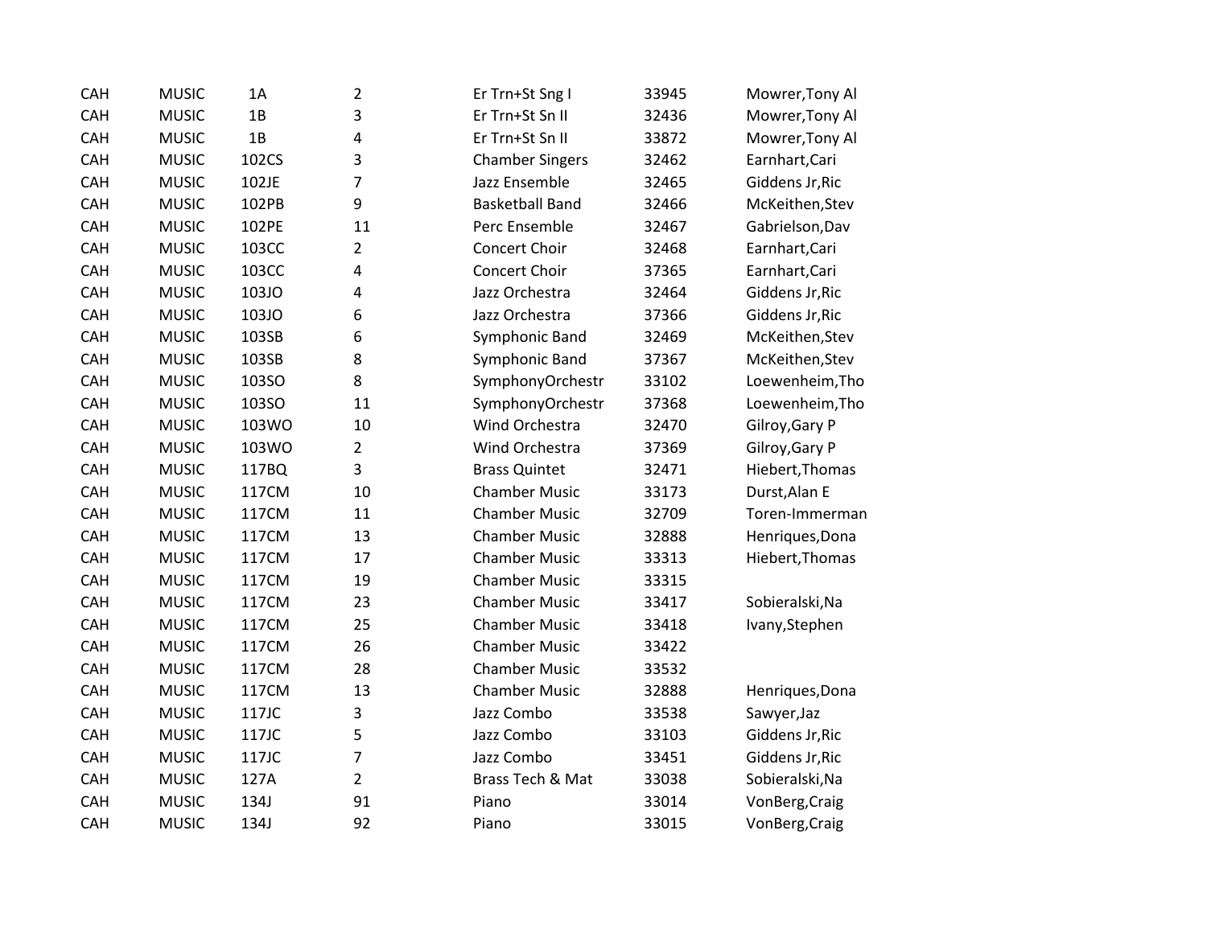| | | | | | | |
|---|---|---|---|---|---|---|
| CAH | MUSIC | 1A | 2 | Er Trn+St Sng I | 33945 | Mowrer,Tony Al |
| CAH | MUSIC | 1B | 3 | Er Trn+St Sn II | 32436 | Mowrer,Tony Al |
| CAH | MUSIC | 1B | 4 | Er Trn+St Sn II | 33872 | Mowrer,Tony Al |
| CAH | MUSIC | 102CS | 3 | Chamber Singers | 32462 | Earnhart,Cari |
| CAH | MUSIC | 102JE | 7 | Jazz Ensemble | 32465 | Giddens Jr,Ric |
| CAH | MUSIC | 102PB | 9 | Basketball Band | 32466 | McKeithen,Stev |
| CAH | MUSIC | 102PE | 11 | Perc Ensemble | 32467 | Gabrielson,Dav |
| CAH | MUSIC | 103CC | 2 | Concert Choir | 32468 | Earnhart,Cari |
| CAH | MUSIC | 103CC | 4 | Concert Choir | 37365 | Earnhart,Cari |
| CAH | MUSIC | 103JO | 4 | Jazz Orchestra | 32464 | Giddens Jr,Ric |
| CAH | MUSIC | 103JO | 6 | Jazz Orchestra | 37366 | Giddens Jr,Ric |
| CAH | MUSIC | 103SB | 6 | Symphonic Band | 32469 | McKeithen,Stev |
| CAH | MUSIC | 103SB | 8 | Symphonic Band | 37367 | McKeithen,Stev |
| CAH | MUSIC | 103SO | 8 | SymphonyOrchestr | 33102 | Loewenheim,Tho |
| CAH | MUSIC | 103SO | 11 | SymphonyOrchestr | 37368 | Loewenheim,Tho |
| CAH | MUSIC | 103WO | 10 | Wind Orchestra | 32470 | Gilroy,Gary P |
| CAH | MUSIC | 103WO | 2 | Wind Orchestra | 37369 | Gilroy,Gary P |
| CAH | MUSIC | 117BQ | 3 | Brass Quintet | 32471 | Hiebert,Thomas |
| CAH | MUSIC | 117CM | 10 | Chamber Music | 33173 | Durst,Alan E |
| CAH | MUSIC | 117CM | 11 | Chamber Music | 32709 | Toren-Immerman |
| CAH | MUSIC | 117CM | 13 | Chamber Music | 32888 | Henriques,Dona |
| CAH | MUSIC | 117CM | 17 | Chamber Music | 33313 | Hiebert,Thomas |
| CAH | MUSIC | 117CM | 19 | Chamber Music | 33315 | |
| CAH | MUSIC | 117CM | 23 | Chamber Music | 33417 | Sobieralski,Na |
| CAH | MUSIC | 117CM | 25 | Chamber Music | 33418 | Ivany,Stephen |
| CAH | MUSIC | 117CM | 26 | Chamber Music | 33422 | |
| CAH | MUSIC | 117CM | 28 | Chamber Music | 33532 | |
| CAH | MUSIC | 117CM | 13 | Chamber Music | 32888 | Henriques,Dona |
| CAH | MUSIC | 117JC | 3 | Jazz Combo | 33538 | Sawyer,Jaz |
| CAH | MUSIC | 117JC | 5 | Jazz Combo | 33103 | Giddens Jr,Ric |
| CAH | MUSIC | 117JC | 7 | Jazz Combo | 33451 | Giddens Jr,Ric |
| CAH | MUSIC | 127A | 2 | Brass Tech & Mat | 33038 | Sobieralski,Na |
| CAH | MUSIC | 134J | 91 | Piano | 33014 | VonBerg,Craig |
| CAH | MUSIC | 134J | 92 | Piano | 33015 | VonBerg,Craig |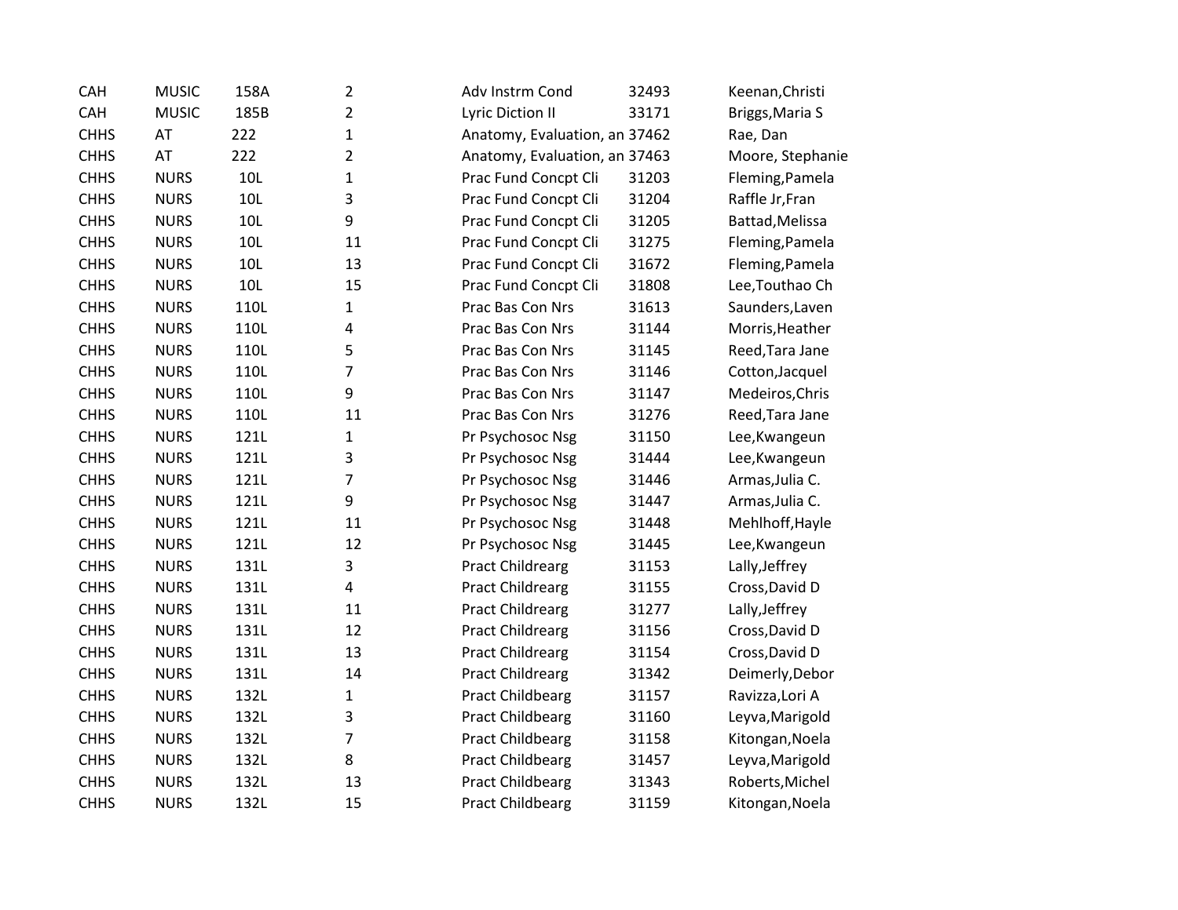| CAH | MUSIC | 158A | 2 | Adv Instrm Cond | 32493 | Keenan,Christi |
|---|---|---|---|---|---|---|
| CAH | MUSIC | 185B | 2 | Lyric Diction II | 33171 | Briggs,Maria S |
| CHHS | AT | 222 | 1 | Anatomy, Evaluation, an | 37462 | Rae, Dan |
| CHHS | AT | 222 | 2 | Anatomy, Evaluation, an | 37463 | Moore, Stephanie |
| CHHS | NURS | 10L | 1 | Prac Fund Concpt Cli | 31203 | Fleming,Pamela |
| CHHS | NURS | 10L | 3 | Prac Fund Concpt Cli | 31204 | Raffle Jr,Fran |
| CHHS | NURS | 10L | 9 | Prac Fund Concpt Cli | 31205 | Battad,Melissa |
| CHHS | NURS | 10L | 11 | Prac Fund Concpt Cli | 31275 | Fleming,Pamela |
| CHHS | NURS | 10L | 13 | Prac Fund Concpt Cli | 31672 | Fleming,Pamela |
| CHHS | NURS | 10L | 15 | Prac Fund Concpt Cli | 31808 | Lee,Touthao Ch |
| CHHS | NURS | 110L | 1 | Prac Bas Con Nrs | 31613 | Saunders,Laven |
| CHHS | NURS | 110L | 4 | Prac Bas Con Nrs | 31144 | Morris,Heather |
| CHHS | NURS | 110L | 5 | Prac Bas Con Nrs | 31145 | Reed,Tara Jane |
| CHHS | NURS | 110L | 7 | Prac Bas Con Nrs | 31146 | Cotton,Jacquel |
| CHHS | NURS | 110L | 9 | Prac Bas Con Nrs | 31147 | Medeiros,Chris |
| CHHS | NURS | 110L | 11 | Prac Bas Con Nrs | 31276 | Reed,Tara Jane |
| CHHS | NURS | 121L | 1 | Pr Psychosoc Nsg | 31150 | Lee,Kwangeun |
| CHHS | NURS | 121L | 3 | Pr Psychosoc Nsg | 31444 | Lee,Kwangeun |
| CHHS | NURS | 121L | 7 | Pr Psychosoc Nsg | 31446 | Armas,Julia C. |
| CHHS | NURS | 121L | 9 | Pr Psychosoc Nsg | 31447 | Armas,Julia C. |
| CHHS | NURS | 121L | 11 | Pr Psychosoc Nsg | 31448 | Mehlhoff,Hayle |
| CHHS | NURS | 121L | 12 | Pr Psychosoc Nsg | 31445 | Lee,Kwangeun |
| CHHS | NURS | 131L | 3 | Pract Childrearg | 31153 | Lally,Jeffrey |
| CHHS | NURS | 131L | 4 | Pract Childrearg | 31155 | Cross,David D |
| CHHS | NURS | 131L | 11 | Pract Childrearg | 31277 | Lally,Jeffrey |
| CHHS | NURS | 131L | 12 | Pract Childrearg | 31156 | Cross,David D |
| CHHS | NURS | 131L | 13 | Pract Childrearg | 31154 | Cross,David D |
| CHHS | NURS | 131L | 14 | Pract Childrearg | 31342 | Deimerly,Debor |
| CHHS | NURS | 132L | 1 | Pract Childbearg | 31157 | Ravizza,Lori A |
| CHHS | NURS | 132L | 3 | Pract Childbearg | 31160 | Leyva,Marigold |
| CHHS | NURS | 132L | 7 | Pract Childbearg | 31158 | Kitongan,Noela |
| CHHS | NURS | 132L | 8 | Pract Childbearg | 31457 | Leyva,Marigold |
| CHHS | NURS | 132L | 13 | Pract Childbearg | 31343 | Roberts,Michel |
| CHHS | NURS | 132L | 15 | Pract Childbearg | 31159 | Kitongan,Noela |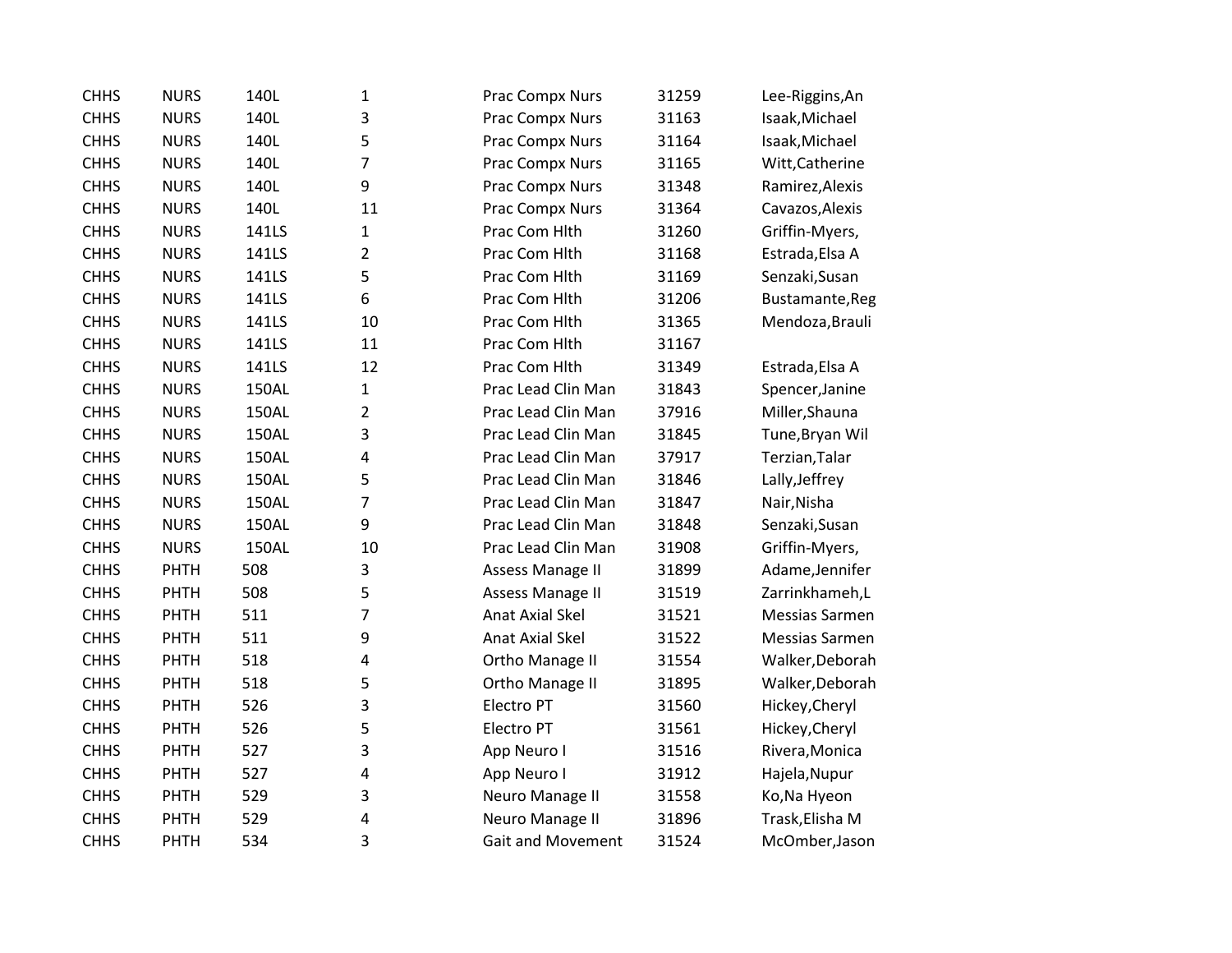| | | | | | | |
|---|---|---|---|---|---|---|
| CHHS | NURS | 140L | 1 | Prac Compx Nurs | 31259 | Lee-Riggins,An |
| CHHS | NURS | 140L | 3 | Prac Compx Nurs | 31163 | Isaak,Michael |
| CHHS | NURS | 140L | 5 | Prac Compx Nurs | 31164 | Isaak,Michael |
| CHHS | NURS | 140L | 7 | Prac Compx Nurs | 31165 | Witt,Catherine |
| CHHS | NURS | 140L | 9 | Prac Compx Nurs | 31348 | Ramirez,Alexis |
| CHHS | NURS | 140L | 11 | Prac Compx Nurs | 31364 | Cavazos,Alexis |
| CHHS | NURS | 141LS | 1 | Prac Com Hlth | 31260 | Griffin-Myers, |
| CHHS | NURS | 141LS | 2 | Prac Com Hlth | 31168 | Estrada,Elsa A |
| CHHS | NURS | 141LS | 5 | Prac Com Hlth | 31169 | Senzaki,Susan |
| CHHS | NURS | 141LS | 6 | Prac Com Hlth | 31206 | Bustamante,Reg |
| CHHS | NURS | 141LS | 10 | Prac Com Hlth | 31365 | Mendoza,Brauli |
| CHHS | NURS | 141LS | 11 | Prac Com Hlth | 31167 | |
| CHHS | NURS | 141LS | 12 | Prac Com Hlth | 31349 | Estrada,Elsa A |
| CHHS | NURS | 150AL | 1 | Prac Lead Clin Man | 31843 | Spencer,Janine |
| CHHS | NURS | 150AL | 2 | Prac Lead Clin Man | 37916 | Miller,Shauna |
| CHHS | NURS | 150AL | 3 | Prac Lead Clin Man | 31845 | Tune,Bryan Wil |
| CHHS | NURS | 150AL | 4 | Prac Lead Clin Man | 37917 | Terzian,Talar |
| CHHS | NURS | 150AL | 5 | Prac Lead Clin Man | 31846 | Lally,Jeffrey |
| CHHS | NURS | 150AL | 7 | Prac Lead Clin Man | 31847 | Nair,Nisha |
| CHHS | NURS | 150AL | 9 | Prac Lead Clin Man | 31848 | Senzaki,Susan |
| CHHS | NURS | 150AL | 10 | Prac Lead Clin Man | 31908 | Griffin-Myers, |
| CHHS | PHTH | 508 | 3 | Assess Manage II | 31899 | Adame,Jennifer |
| CHHS | PHTH | 508 | 5 | Assess Manage II | 31519 | Zarrinkhameh,L |
| CHHS | PHTH | 511 | 7 | Anat Axial Skel | 31521 | Messias Sarmen |
| CHHS | PHTH | 511 | 9 | Anat Axial Skel | 31522 | Messias Sarmen |
| CHHS | PHTH | 518 | 4 | Ortho Manage II | 31554 | Walker,Deborah |
| CHHS | PHTH | 518 | 5 | Ortho Manage II | 31895 | Walker,Deborah |
| CHHS | PHTH | 526 | 3 | Electro PT | 31560 | Hickey,Cheryl |
| CHHS | PHTH | 526 | 5 | Electro PT | 31561 | Hickey,Cheryl |
| CHHS | PHTH | 527 | 3 | App Neuro I | 31516 | Rivera,Monica |
| CHHS | PHTH | 527 | 4 | App Neuro I | 31912 | Hajela,Nupur |
| CHHS | PHTH | 529 | 3 | Neuro Manage II | 31558 | Ko,Na Hyeon |
| CHHS | PHTH | 529 | 4 | Neuro Manage II | 31896 | Trask,Elisha M |
| CHHS | PHTH | 534 | 3 | Gait and Movement | 31524 | McOmber,Jason |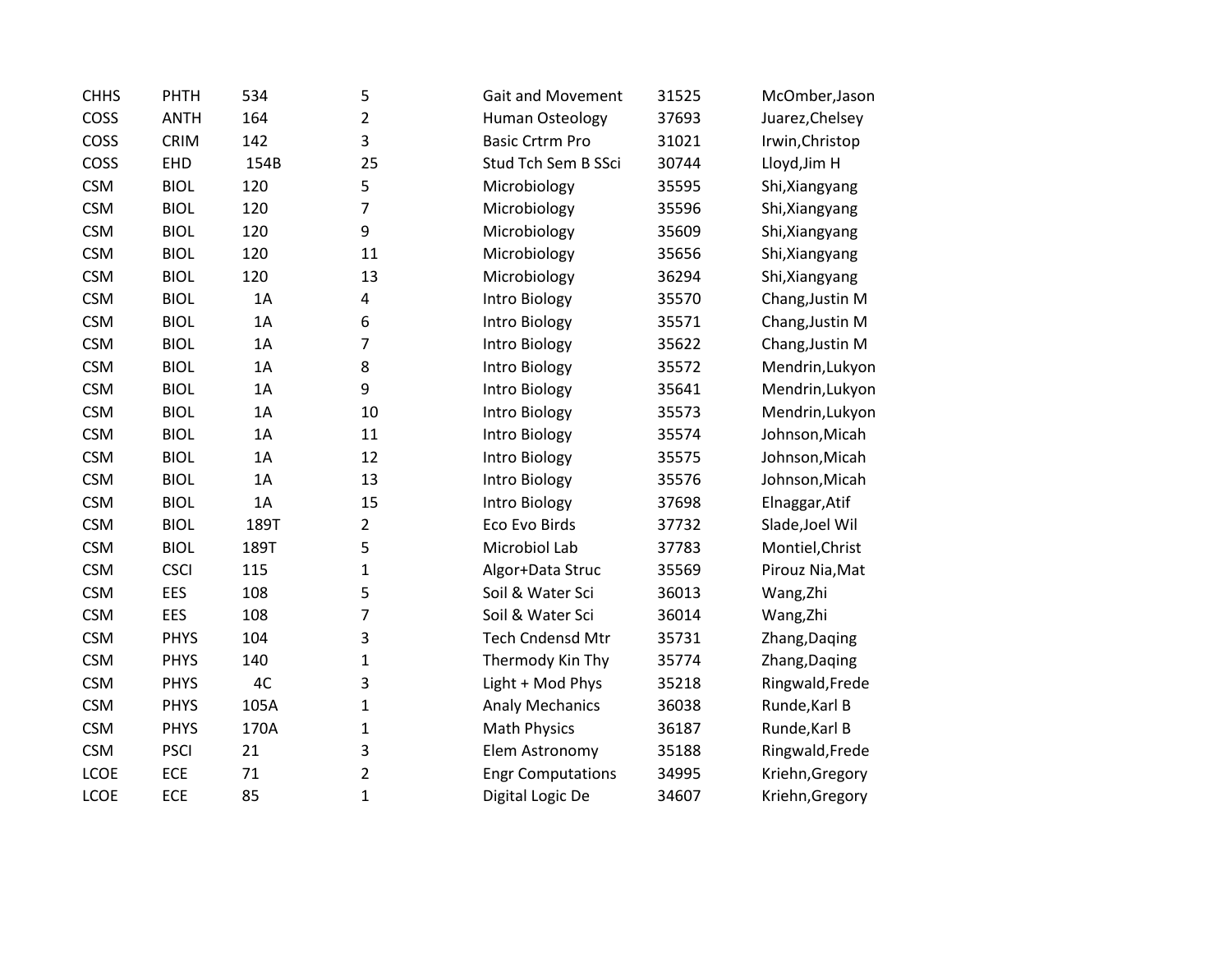| | | | | | | |
|---|---|---|---|---|---|---|
| CHHS | PHTH | 534 | 5 | Gait and Movement | 31525 | McOmber,Jason |
| COSS | ANTH | 164 | 2 | Human Osteology | 37693 | Juarez,Chelsey |
| COSS | CRIM | 142 | 3 | Basic Crtrm Pro | 31021 | Irwin,Christop |
| COSS | EHD | 154B | 25 | Stud Tch Sem B SSci | 30744 | Lloyd,Jim H |
| CSM | BIOL | 120 | 5 | Microbiology | 35595 | Shi,Xiangyang |
| CSM | BIOL | 120 | 7 | Microbiology | 35596 | Shi,Xiangyang |
| CSM | BIOL | 120 | 9 | Microbiology | 35609 | Shi,Xiangyang |
| CSM | BIOL | 120 | 11 | Microbiology | 35656 | Shi,Xiangyang |
| CSM | BIOL | 120 | 13 | Microbiology | 36294 | Shi,Xiangyang |
| CSM | BIOL | 1A | 4 | Intro Biology | 35570 | Chang,Justin M |
| CSM | BIOL | 1A | 6 | Intro Biology | 35571 | Chang,Justin M |
| CSM | BIOL | 1A | 7 | Intro Biology | 35622 | Chang,Justin M |
| CSM | BIOL | 1A | 8 | Intro Biology | 35572 | Mendrin,Lukyon |
| CSM | BIOL | 1A | 9 | Intro Biology | 35641 | Mendrin,Lukyon |
| CSM | BIOL | 1A | 10 | Intro Biology | 35573 | Mendrin,Lukyon |
| CSM | BIOL | 1A | 11 | Intro Biology | 35574 | Johnson,Micah |
| CSM | BIOL | 1A | 12 | Intro Biology | 35575 | Johnson,Micah |
| CSM | BIOL | 1A | 13 | Intro Biology | 35576 | Johnson,Micah |
| CSM | BIOL | 1A | 15 | Intro Biology | 37698 | Elnaggar,Atif |
| CSM | BIOL | 189T | 2 | Eco Evo Birds | 37732 | Slade,Joel Wil |
| CSM | BIOL | 189T | 5 | Microbiol Lab | 37783 | Montiel,Christ |
| CSM | CSCI | 115 | 1 | Algor+Data Struc | 35569 | Pirouz Nia,Mat |
| CSM | EES | 108 | 5 | Soil & Water Sci | 36013 | Wang,Zhi |
| CSM | EES | 108 | 7 | Soil & Water Sci | 36014 | Wang,Zhi |
| CSM | PHYS | 104 | 3 | Tech Cndensd Mtr | 35731 | Zhang,Daqing |
| CSM | PHYS | 140 | 1 | Thermody Kin Thy | 35774 | Zhang,Daqing |
| CSM | PHYS | 4C | 3 | Light + Mod Phys | 35218 | Ringwald,Frede |
| CSM | PHYS | 105A | 1 | Analy Mechanics | 36038 | Runde,Karl B |
| CSM | PHYS | 170A | 1 | Math Physics | 36187 | Runde,Karl B |
| CSM | PSCI | 21 | 3 | Elem Astronomy | 35188 | Ringwald,Frede |
| LCOE | ECE | 71 | 2 | Engr Computations | 34995 | Kriehn,Gregory |
| LCOE | ECE | 85 | 1 | Digital Logic De | 34607 | Kriehn,Gregory |